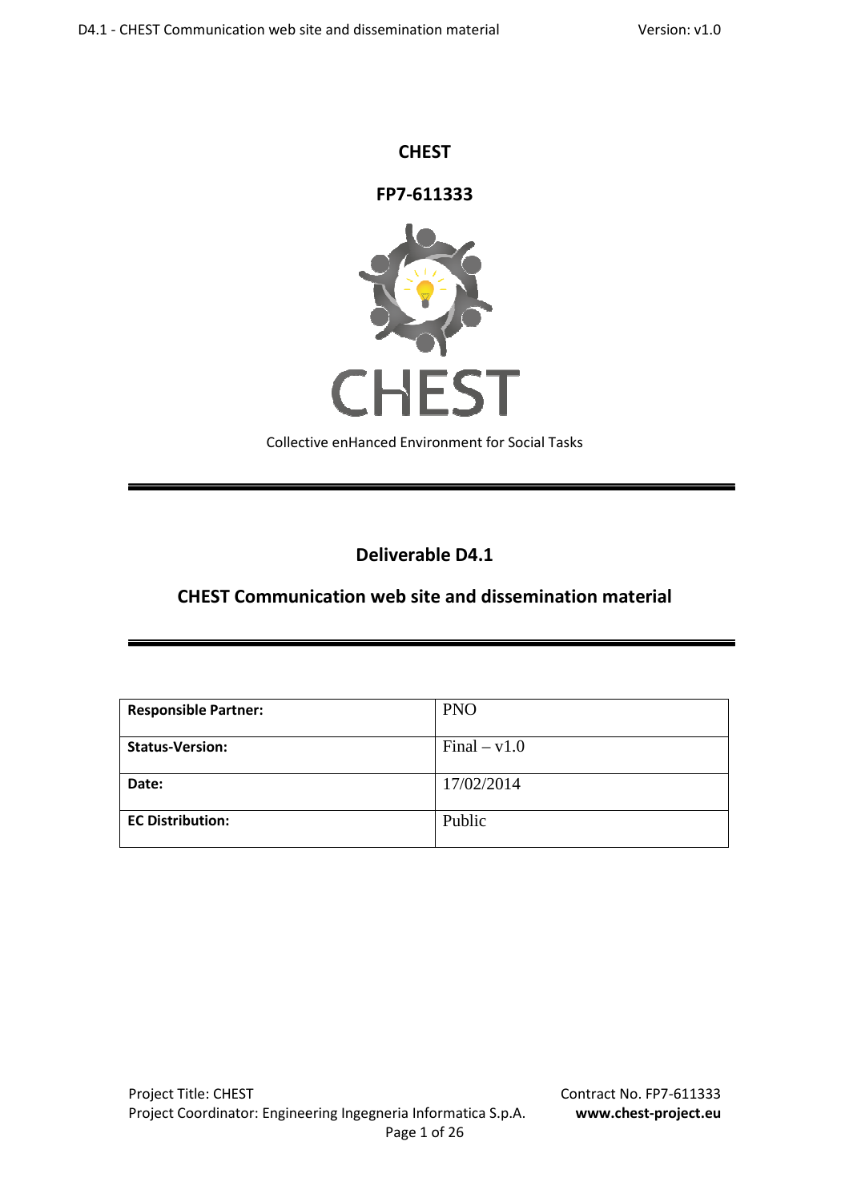# CHEST

## FP7-611333

CHEST

Collective enHanced Environment for Social Tasks

---

## Deliverable D4.1

## CHEST Communication web site and dissemination material

---

| **Responsible Partner:** | PNO |
|---|---|
| **Status-Version:** | Final – v1.0 |
| **Date:** | 17/02/2014 |
| **EC Distribution:** | Public |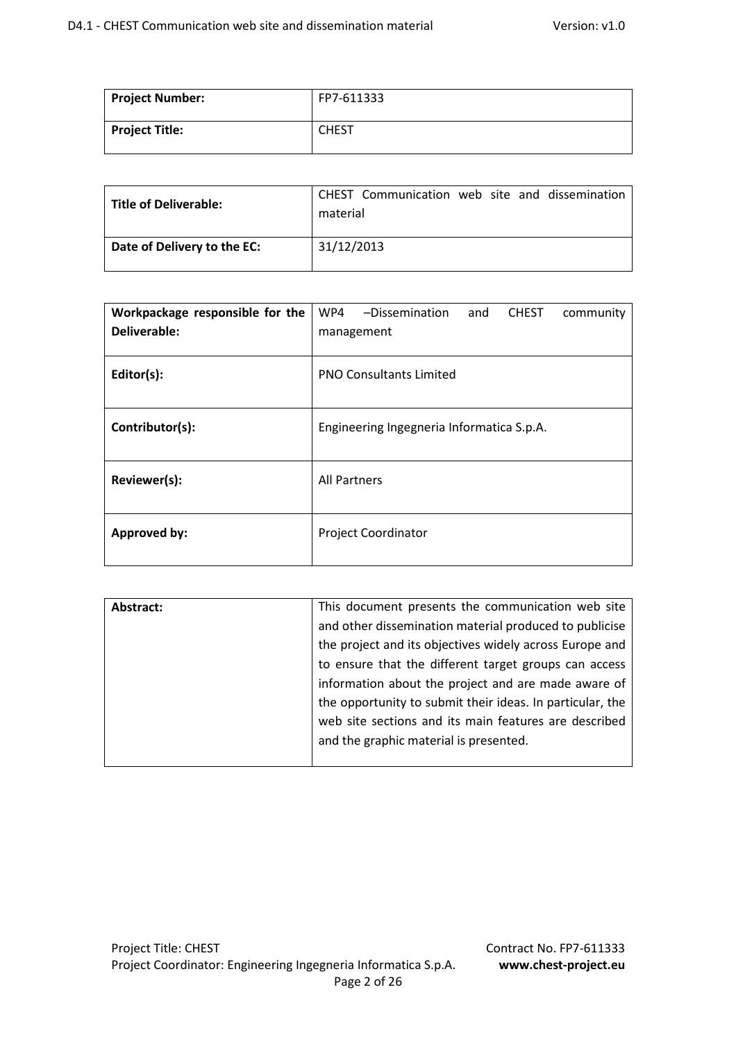| **Project Number:** | FP7-611333 |
|---|---|
| **Project Title:** | CHEST |

| **Title of Deliverable:** | CHEST Communication web site and dissemination material |
|---|---|
| **Date of Delivery to the EC:** | 31/12/2013 |

| **Workpackage responsible for the Deliverable:** | WP4 –Dissemination and CHEST community management |
|---|---|
| **Editor(s):** | PNO Consultants Limited |
| **Contributor(s):** | Engineering Ingegneria Informatica S.p.A. |
| **Reviewer(s):** | All Partners |
| **Approved by:** | Project Coordinator |

| **Abstract:** | This document presents the communication web site and other dissemination material produced to publicise the project and its objectives widely across Europe and to ensure that the different target groups can access information about the project and are made aware of the opportunity to submit their ideas. In particular, the web site sections and its main features are described and the graphic material is presented. |
|---|---|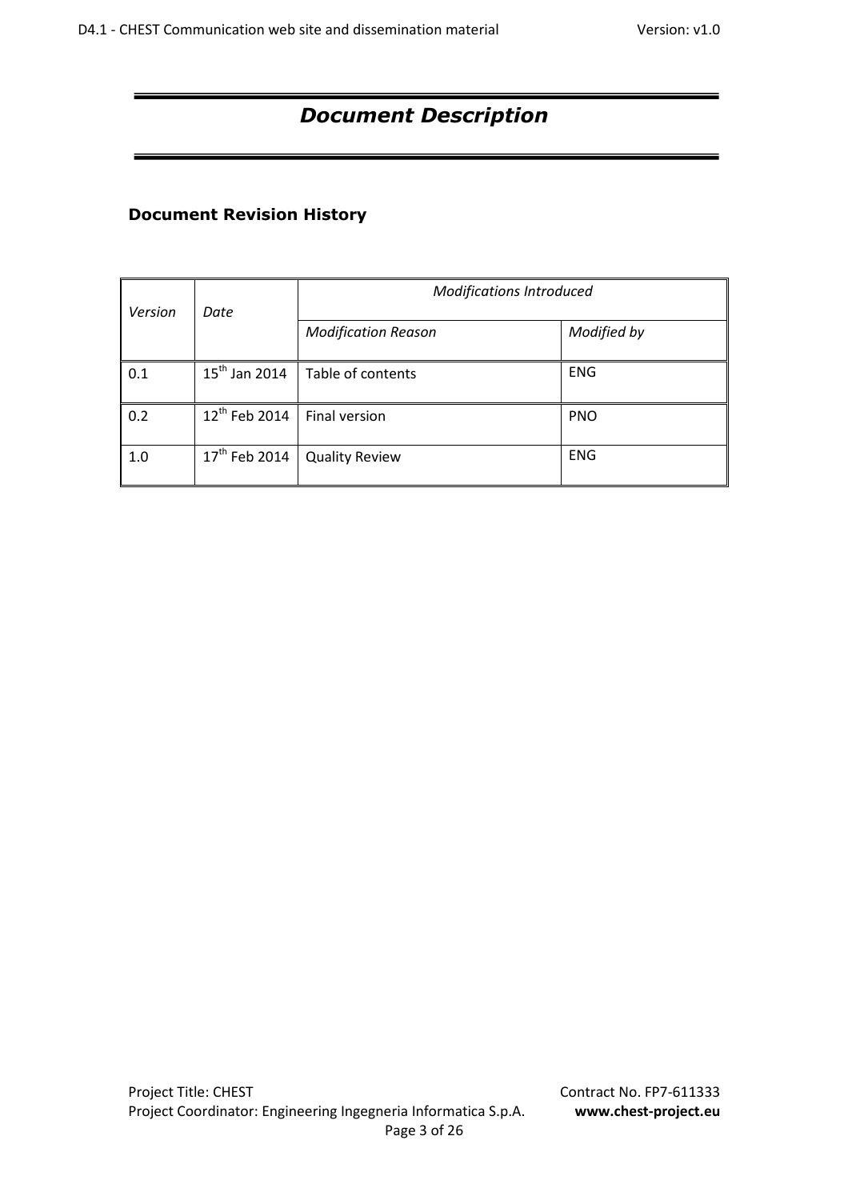# *Document Description*

### Document Revision History

| *Version* | *Date* | *Modifications Introduced* | |
|---|---|---|---|
| | | *Modification Reason* | *Modified by* |
| 0.1 | 15th Jan 2014 | Table of contents | ENG |
| 0.2 | 12th Feb 2014 | Final version | PNO |
| 1.0 | 17th Feb 2014 | Quality Review | ENG |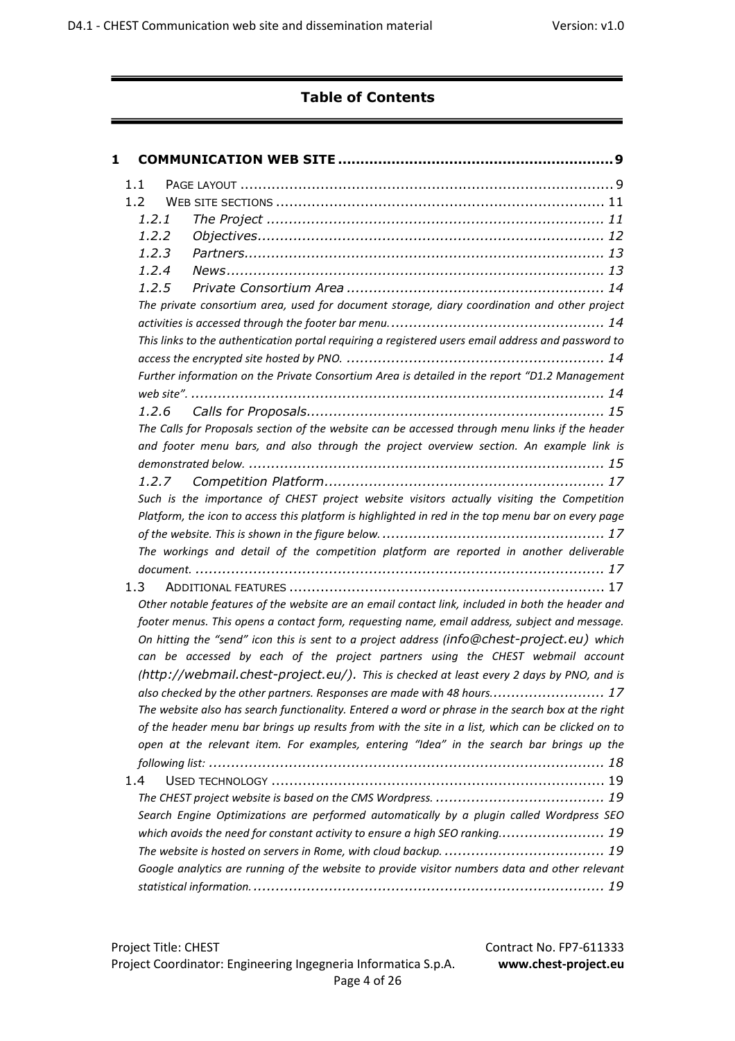# Table of Contents

**1 COMMUNICATION WEB SITE ............................................................. 9**

1.1 PAGE LAYOUT .................................................................................... 9

1.2 WEB SITE SECTIONS .......................................................................... 11

*1.2.1 The Project ........................................................................... 11*

*1.2.2 Objectives............................................................................. 12*

*1.2.3 Partners................................................................................ 13*

*1.2.4 News..................................................................................... 13*

*1.2.5 Private Consortium Area .......................................................... 14*

*The private consortium area, used for document storage, diary coordination and other project activities is accessed through the footer bar menu................................................ 14*

*This links to the authentication portal requiring a registered users email address and password to access the encrypted site hosted by PNO. .......................................................... 14*

*Further information on the Private Consortium Area is detailed in the report "D1.2 Management web site". ............................................................................................ 14*

*1.2.6 Calls for Proposals.................................................................. 15*

*The Calls for Proposals section of the website can be accessed through menu links if the header and footer menu bars, and also through the project overview section. An example link is demonstrated below. ............................................................................. 15*

*1.2.7 Competition Platform.............................................................. 17*

*Such is the importance of CHEST project website visitors actually visiting the Competition Platform, the icon to access this platform is highlighted in red in the top menu bar on every page of the website. This is shown in the figure below.................................................. 17*

*The workings and detail of the competition platform are reported in another deliverable document. ........................................................................................... 17*

1.3 ADDITIONAL FEATURES ...................................................................... 17

*Other notable features of the website are an email contact link, included in both the header and footer menus. This opens a contact form, requesting name, email address, subject and message. On hitting the "send" icon this is sent to a project address (info@chest-project.eu) which can be accessed by each of the project partners using the CHEST webmail account (http://webmail.chest-project.eu/). This is checked at least every 2 days by PNO, and is also checked by the other partners. Responses are made with 48 hours.......................... 17*

*The website also has search functionality. Entered a word or phrase in the search box at the right of the header menu bar brings up results from with the site in a list, which can be clicked on to open at the relevant item. For examples, entering "Idea" in the search bar brings up the following list: ........................................................................................ 18*

1.4 USED TECHNOLOGY .......................................................................... 19

*The CHEST project website is based on the CMS Wordpress. ...................................... 19*

*Search Engine Optimizations are performed automatically by a plugin called Wordpress SEO which avoids the need for constant activity to ensure a high SEO ranking........................ 19*

*The website is hosted on servers in Rome, with cloud backup. .................................... 19*

*Google analytics are running of the website to provide visitor numbers data and other relevant statistical information............................................................................... 19*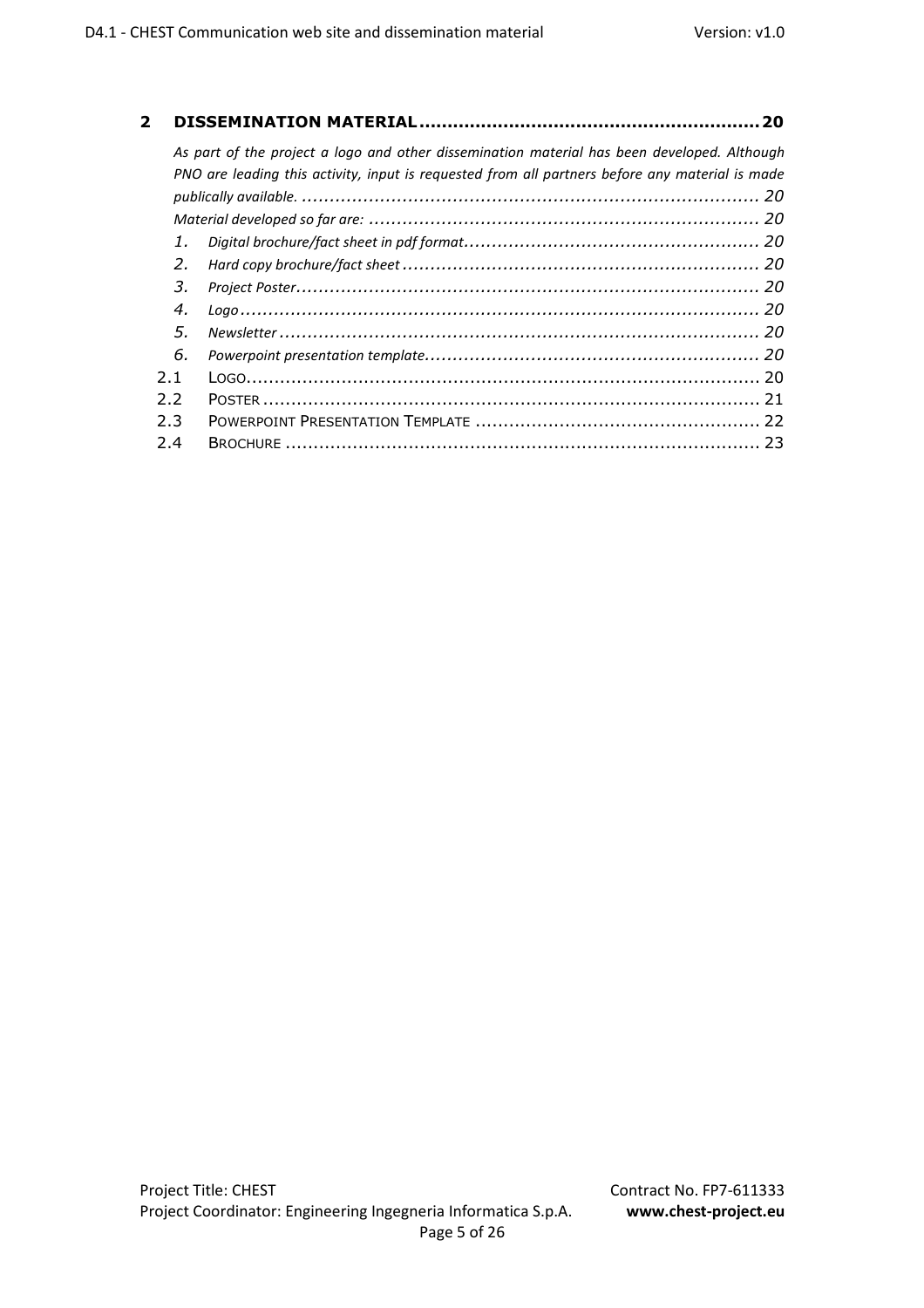**2 DISSEMINATION MATERIAL ........................................................ 20**

*As part of the project a logo and other dissemination material has been developed. Although PNO are leading this activity, input is requested from all partners before any material is made publically available. ........................................................ 20*

*Material developed so far are: ........................................................ 20*

1. *Digital brochure/fact sheet in pdf format ........................................................ 20*
2. *Hard copy brochure/fact sheet ........................................................ 20*
3. *Project Poster ........................................................ 20*
4. *Logo ........................................................ 20*
5. *Newsletter ........................................................ 20*
6. *Powerpoint presentation template ........................................................ 20*

2.1 LOGO ........................................................ 20

2.2 POSTER ........................................................ 21

2.3 POWERPOINT PRESENTATION TEMPLATE ........................................................ 22

2.4 BROCHURE ........................................................ 23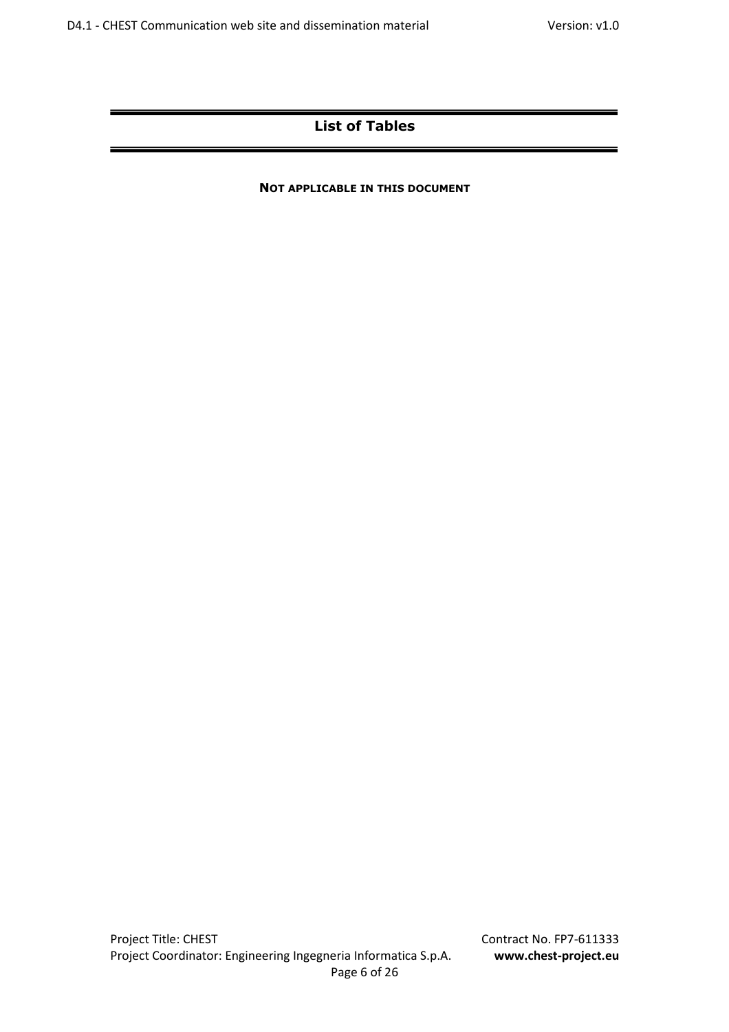# List of Tables

**NOT APPLICABLE IN THIS DOCUMENT**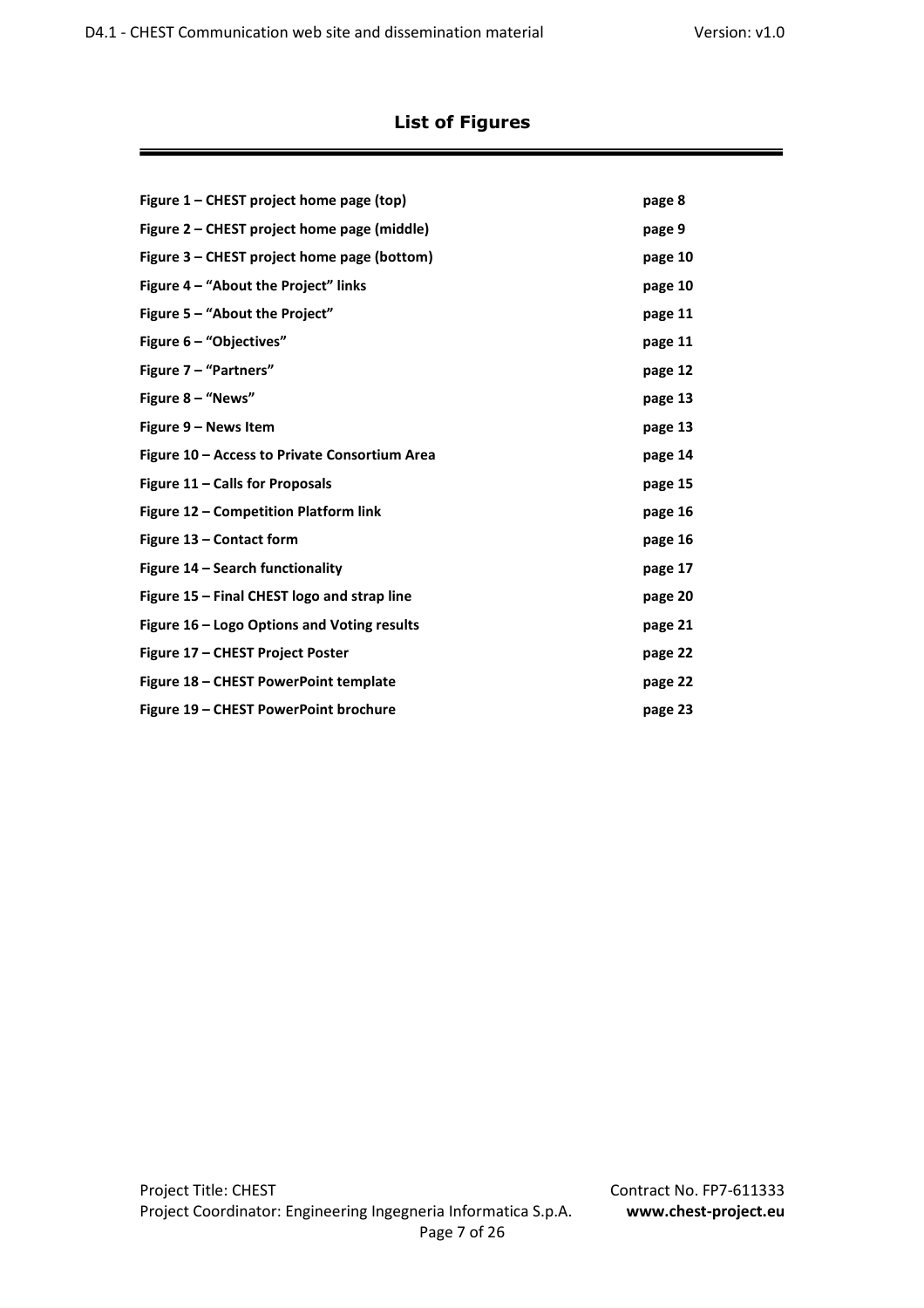## List of Figures

| | |
|---|---|
| **Figure 1 – CHEST project home page (top)** | **page 8** |
| **Figure 2 – CHEST project home page (middle)** | **page 9** |
| **Figure 3 – CHEST project home page (bottom)** | **page 10** |
| **Figure 4 – “About the Project” links** | **page 10** |
| **Figure 5 – “About the Project”** | **page 11** |
| **Figure 6 – “Objectives”** | **page 11** |
| **Figure 7 – “Partners”** | **page 12** |
| **Figure 8 – “News”** | **page 13** |
| **Figure 9 – News Item** | **page 13** |
| **Figure 10 – Access to Private Consortium Area** | **page 14** |
| **Figure 11 – Calls for Proposals** | **page 15** |
| **Figure 12 – Competition Platform link** | **page 16** |
| **Figure 13 – Contact form** | **page 16** |
| **Figure 14 – Search functionality** | **page 17** |
| **Figure 15 – Final CHEST logo and strap line** | **page 20** |
| **Figure 16 – Logo Options and Voting results** | **page 21** |
| **Figure 17 – CHEST Project Poster** | **page 22** |
| **Figure 18 – CHEST PowerPoint template** | **page 22** |
| **Figure 19 – CHEST PowerPoint brochure** | **page 23** |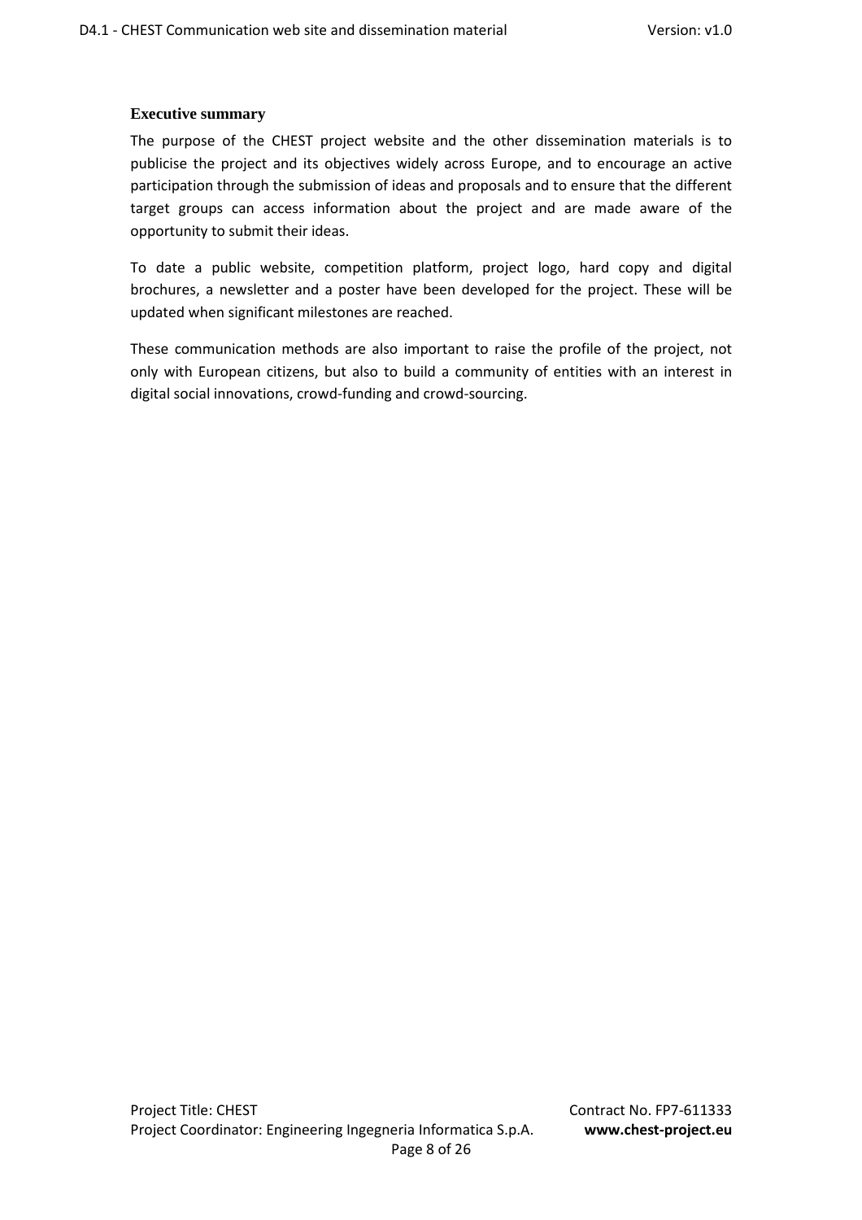## Executive summary

The purpose of the CHEST project website and the other dissemination materials is to publicise the project and its objectives widely across Europe, and to encourage an active participation through the submission of ideas and proposals and to ensure that the different target groups can access information about the project and are made aware of the opportunity to submit their ideas.

To date a public website, competition platform, project logo, hard copy and digital brochures, a newsletter and a poster have been developed for the project. These will be updated when significant milestones are reached.

These communication methods are also important to raise the profile of the project, not only with European citizens, but also to build a community of entities with an interest in digital social innovations, crowd-funding and crowd-sourcing.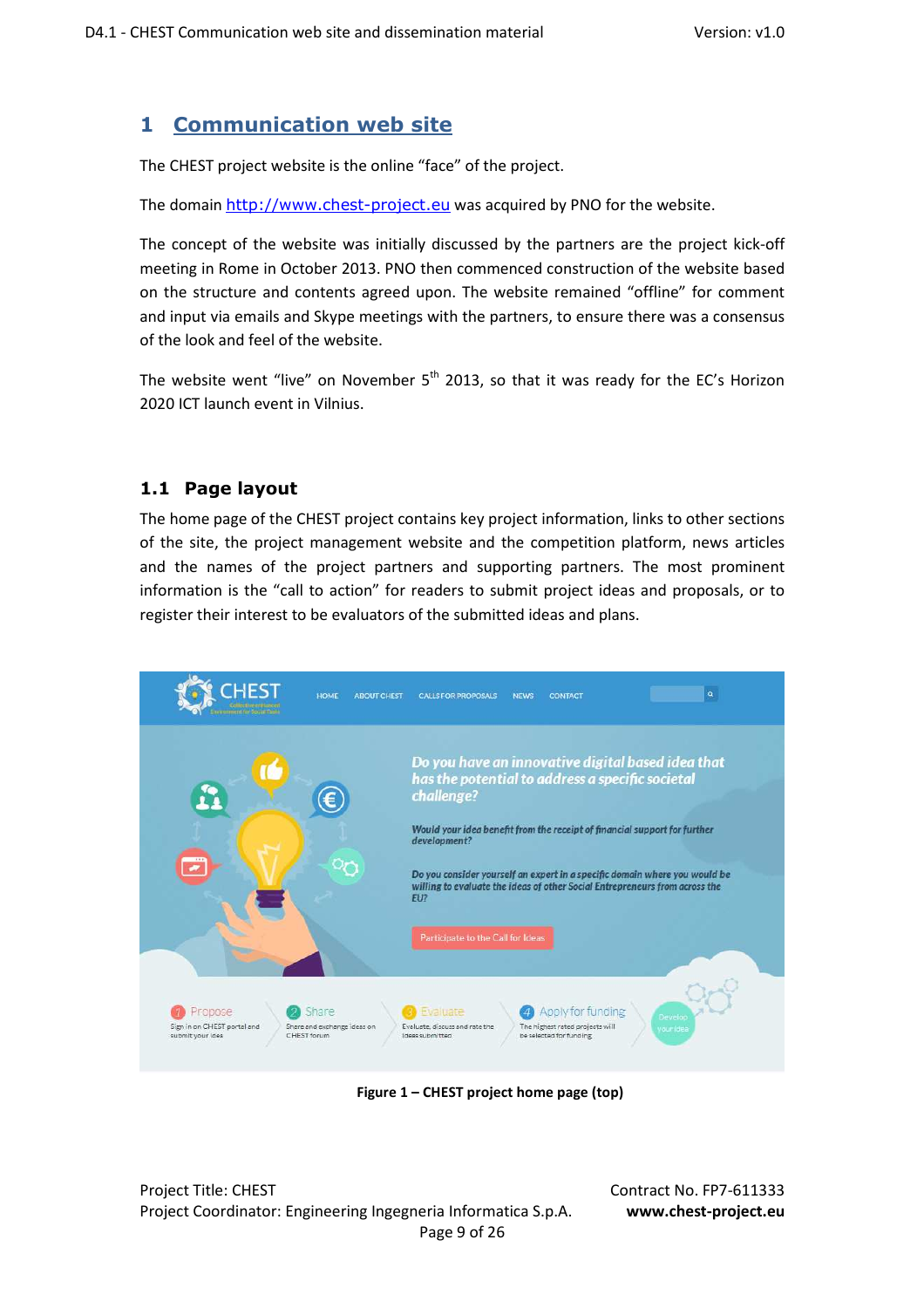# 1 Communication web site

The CHEST project website is the online "face" of the project.

The domain http://www.chest-project.eu was acquired by PNO for the website.

The concept of the website was initially discussed by the partners are the project kick-off meeting in Rome in October 2013. PNO then commenced construction of the website based on the structure and contents agreed upon. The website remained "offline" for comment and input via emails and Skype meetings with the partners, to ensure there was a consensus of the look and feel of the website.

The website went "live" on November 5th 2013, so that it was ready for the EC's Horizon 2020 ICT launch event in Vilnius.

## 1.1 Page layout

The home page of the CHEST project contains key project information, links to other sections of the site, the project management website and the competition platform, news articles and the names of the project partners and supporting partners. The most prominent information is the "call to action" for readers to submit project ideas and proposals, or to register their interest to be evaluators of the submitted ideas and plans.

**Figure 1 – CHEST project home page (top)**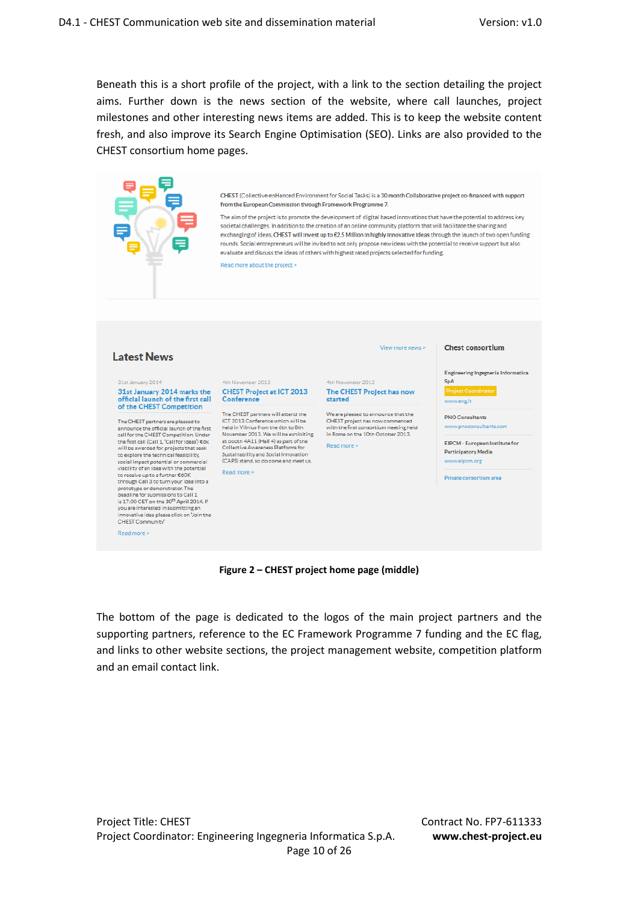Beneath this is a short profile of the project, with a link to the section detailing the project aims. Further down is the news section of the website, where call launches, project milestones and other interesting news items are added. This is to keep the website content fresh, and also improve its Search Engine Optimisation (SEO). Links are also provided to the CHEST consortium home pages.

CHEST (Collective enHanced Environment for Social Tasks) is a 30 month Collaborative project co-financed with support from the European Commission through Framework Programme 7.

The aim of the project is to promote the development of digital based innovations that have the potential to address key societal challenges. In addition to the creation of an online community platform that will facilitate the sharing and exchanging of ideas, CHEST will invest up to €2.5 Million in highly innovative ideas through the launch of two open funding rounds. Social entrepreneurs will be invited to not only propose new ideas with the potential to receive support but also evaluate and discuss the ideas of others with highest rated projects selected for funding.

Read more about the project >

Latest News

View more news >

31st January 2014

31st January 2014 marks the official launch of the first call of the CHEST Competition

The CHEST partners are pleased to announce the official launch of the first call for the CHEST Competition. Under the first call (Call 1, 'Call for Ideas') €6k will be awarded for projects that seek to explore the technical feasibility, social impact potential or commercial viability of an idea with the potential to receive up to a further €60K through Call 3 to turn your idea into a prototype or demonstrator. The deadline for submissions to Call 1 is 17:00 CET on the 30th April 2014. If you are interested in submitting an innovative idea please click on 'Join the CHEST Community'

Read more >

4th November 2013

CHEST Project at ICT 2013 Conference

The CHEST partners will attend the ICT 2013 Conference which will be held in Vilnius from the 6th to 8th November 2013. We will be exhibiting at booth 4A11 (Hall 4) as part of the Collective Awareness Platforms for Sustainability and Social Innovation (CAPS) stand, so do come and meet us.

Read more >

4th November 2013

The CHEST Project has now started

We are pleased to announce that the CHEST project has now commenced with the first consortium meeting held in Rome on the 10th October 2013.

Read more >

Chest consortium

Engineering Ingegneria Informatica SpA

Project Coordinator

www.eng.it

PNO Consultants

www.pnoconsultants.com

EIPCM - European Institute for Participatory Media

www.eipcm.org

Private consortium area

**Figure 2 – CHEST project home page (middle)**

The bottom of the page is dedicated to the logos of the main project partners and the supporting partners, reference to the EC Framework Programme 7 funding and the EC flag, and links to other website sections, the project management website, competition platform and an email contact link.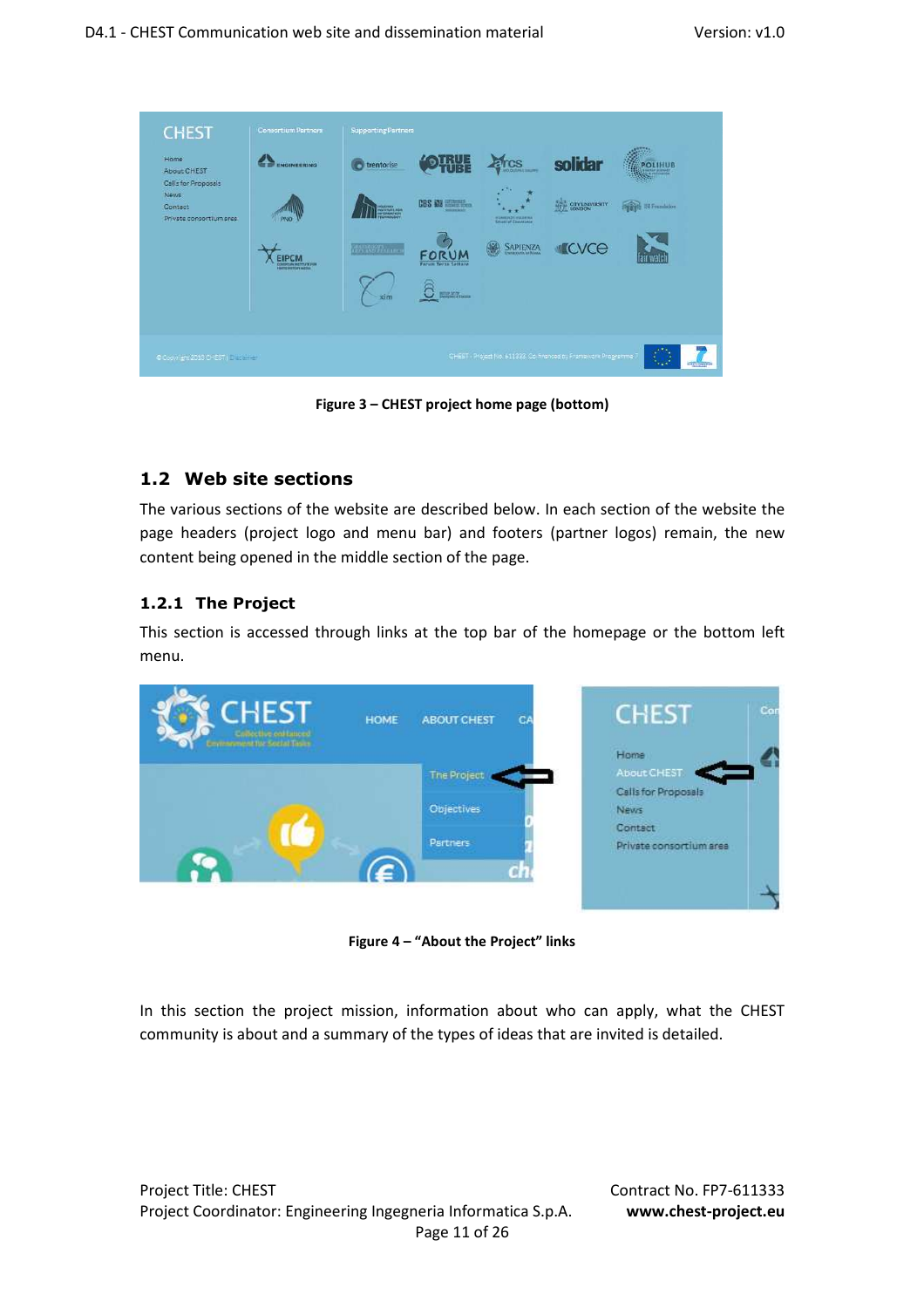Figure 3 – CHEST project home page (bottom)

## 1.2 Web site sections

The various sections of the website are described below. In each section of the website the page headers (project logo and menu bar) and footers (partner logos) remain, the new content being opened in the middle section of the page.

### 1.2.1 The Project

This section is accessed through links at the top bar of the homepage or the bottom left menu.

Figure 4 – "About the Project" links

In this section the project mission, information about who can apply, what the CHEST community is about and a summary of the types of ideas that are invited is detailed.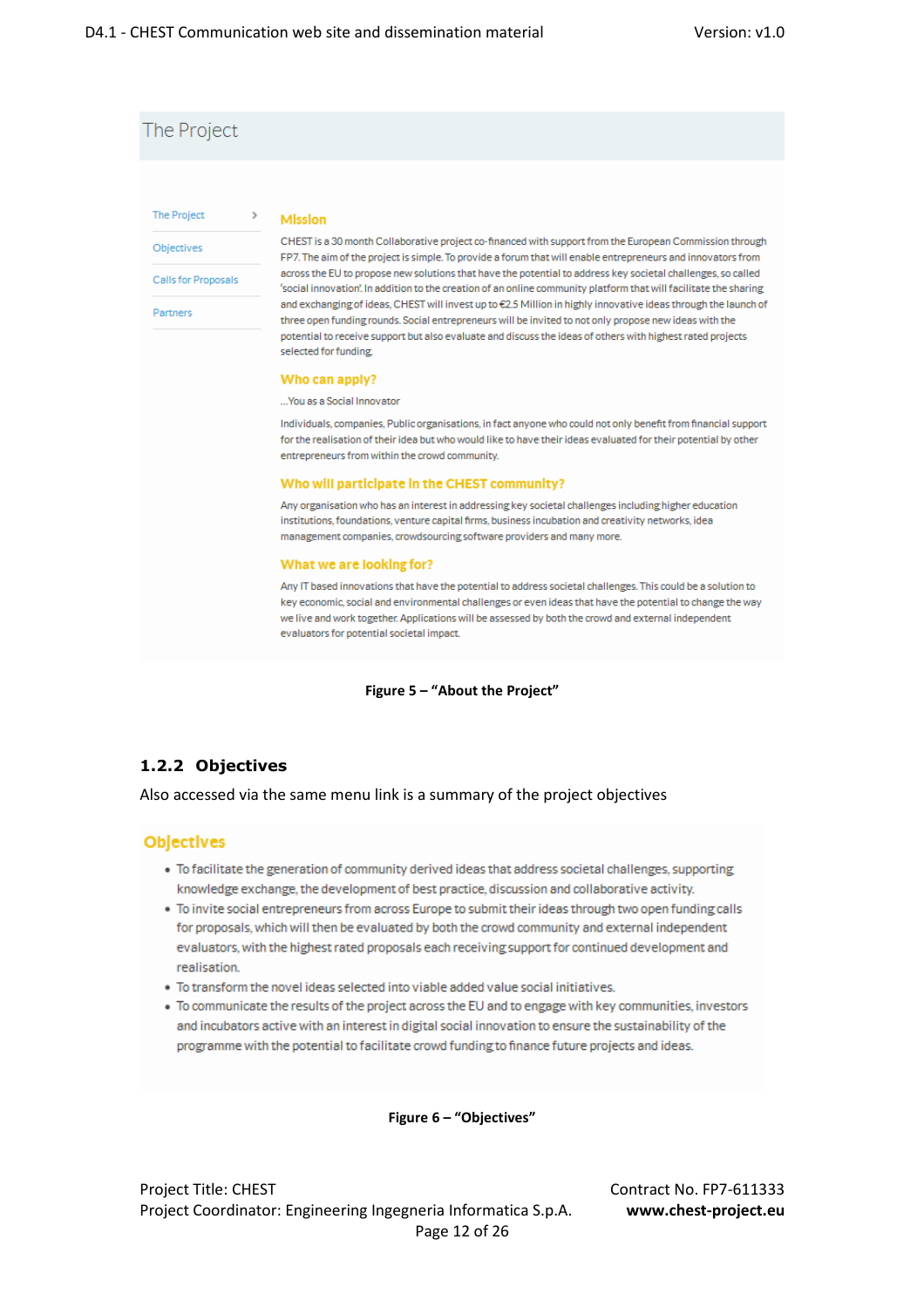The Project

- The Project
- Objectives
- Calls for Proposals
- Partners

**Mission**

CHEST is a 30 month Collaborative project co-financed with support from the European Commission through FP7. The aim of the project is simple. To provide a forum that will enable entrepreneurs and innovators from across the EU to propose new solutions that have the potential to address key societal challenges, so called 'social innovation'. In addition to the creation of an online community platform that will facilitate the sharing and exchanging of ideas, CHEST will invest up to €2.5 Million in highly innovative ideas through the launch of three open funding rounds. Social entrepreneurs will be invited to not only propose new ideas with the potential to receive support but also evaluate and discuss the ideas of others with highest rated projects selected for funding.

**Who can apply?**

...You as a Social Innovator

Individuals, companies, Public organisations, in fact anyone who could not only benefit from financial support for the realisation of their idea but who would like to have their ideas evaluated for their potential by other entrepreneurs from within the crowd community.

**Who will participate in the CHEST community?**

Any organisation who has an interest in addressing key societal challenges including higher education institutions, foundations, venture capital firms, business incubation and creativity networks, idea management companies, crowdsourcing software providers and many more.

**What we are looking for?**

Any IT based innovations that have the potential to address societal challenges. This could be a solution to key economic, social and environmental challenges or even ideas that have the potential to change the way we live and work together. Applications will be assessed by both the crowd and external independent evaluators for potential societal impact.

**Figure 5 – "About the Project"**

### 1.2.2 Objectives

Also accessed via the same menu link is a summary of the project objectives

**Objectives**

- To facilitate the generation of community derived ideas that address societal challenges, supporting knowledge exchange, the development of best practice, discussion and collaborative activity.
- To invite social entrepreneurs from across Europe to submit their ideas through two open funding calls for proposals, which will then be evaluated by both the crowd community and external independent evaluators, with the highest rated proposals each receiving support for continued development and realisation.
- To transform the novel ideas selected into viable added value social initiatives.
- To communicate the results of the project across the EU and to engage with key communities, investors and incubators active with an interest in digital social innovation to ensure the sustainability of the programme with the potential to facilitate crowd funding to finance future projects and ideas.

**Figure 6 – "Objectives"**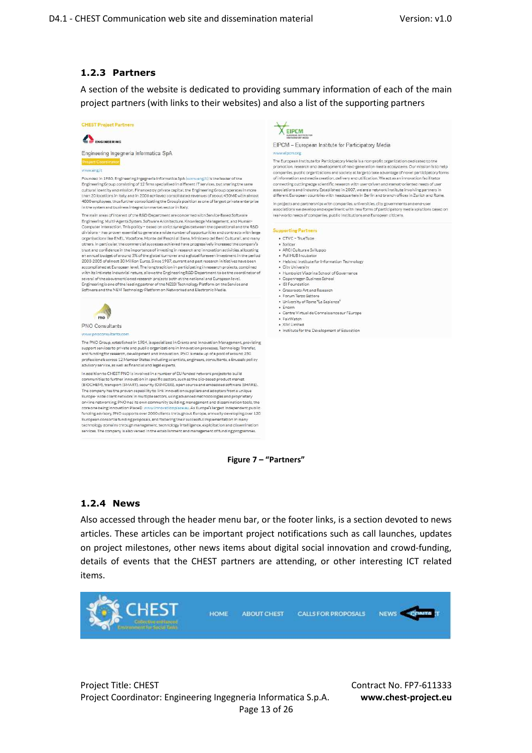### 1.2.3 Partners

A section of the website is dedicated to providing summary information of each of the main project partners (with links to their websites) and also a list of the supporting partners

Figure 7 – "Partners"

### 1.2.4 News

Also accessed through the header menu bar, or the footer links, is a section devoted to news articles. These articles can be important project notifications such as call launches, updates on project milestones, other news items about digital social innovation and crowd-funding, details of events that the CHEST partners are attending, or other interesting ICT related items.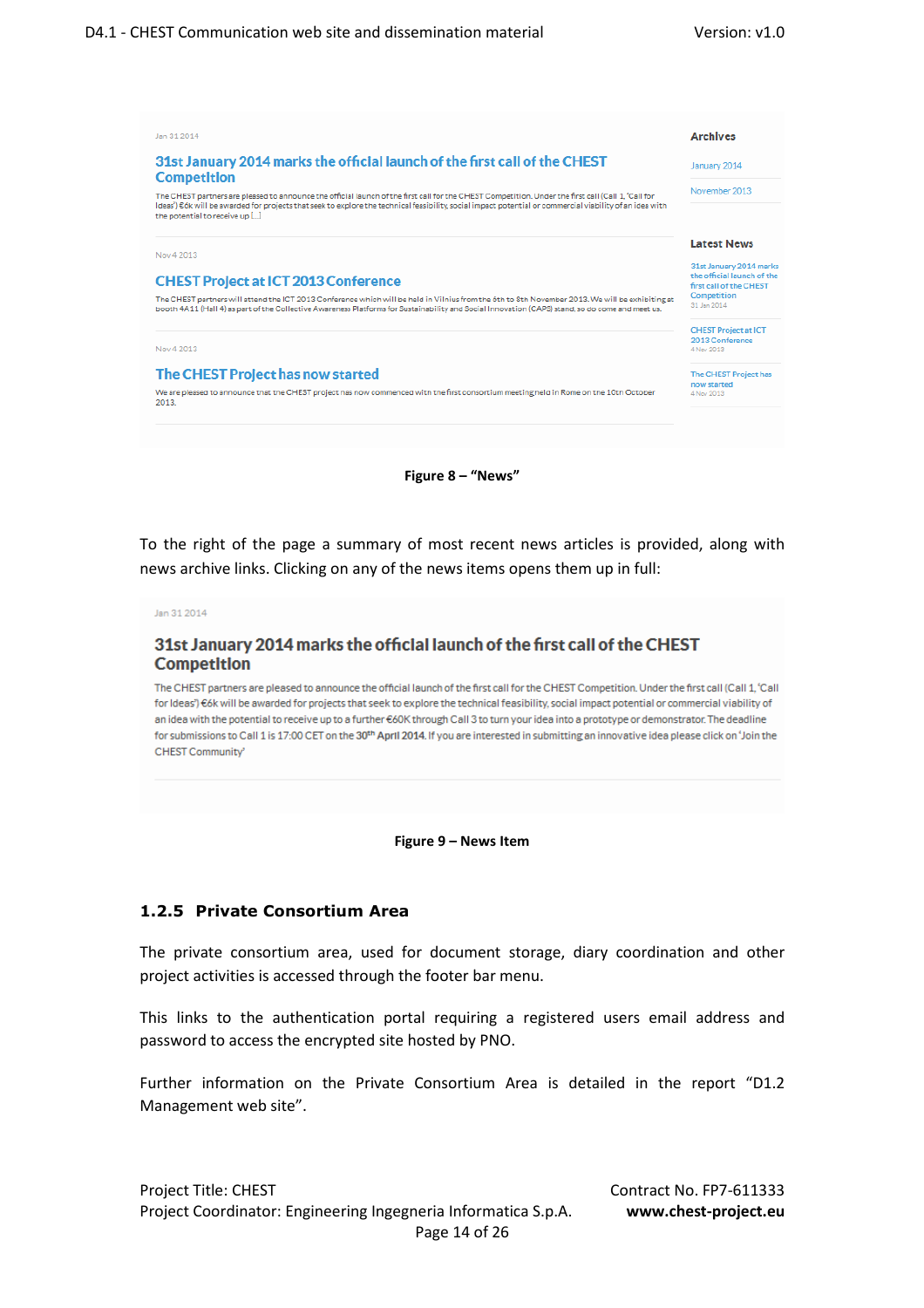Jan 31 2014

**31st January 2014 marks the official launch of the first call of the CHEST Competition**

The CHEST partners are pleased to announce the official launch of the first call for the CHEST Competition. Under the first call (Call 1, 'Call for Ideas') €6k will be awarded for projects that seek to explore the technical feasibility, social impact potential or commercial viability of an idea with the potential to receive up [...]

Nov 4 2013

**CHEST Project at ICT 2013 Conference**

The CHEST partners will attend the ICT 2013 Conference which will be held in Vilnius from the 6th to 8th November 2013. We will be exhibiting at booth 4A11 (Hall 4) as part of the Collective Awareness Platforms for Sustainability and Social Innovation (CAPS) stand, so do come and meet us.

Nov 4 2013

**The CHEST Project has now started**

We are pleased to announce that the CHEST project has now commenced with the first consortium meeting held in Rome on the 10th October 2013.

**Archives**

January 2014

November 2013

**Latest News**

31st January 2014 marks the official launch of the first call of the CHEST Competition
31 Jan 2014

CHEST Project at ICT 2013 Conference
4 Nov 2013

The CHEST Project has now started
4 Nov 2013

**Figure 8 – "News"**

To the right of the page a summary of most recent news articles is provided, along with news archive links. Clicking on any of the news items opens them up in full:

Jan 31 2014

**31st January 2014 marks the official launch of the first call of the CHEST Competition**

The CHEST partners are pleased to announce the official launch of the first call for the CHEST Competition. Under the first call (Call 1, 'Call for Ideas') €6k will be awarded for projects that seek to explore the technical feasibility, social impact potential or commercial viability of an idea with the potential to receive up to a further €60K through Call 3 to turn your idea into a prototype or demonstrator. The deadline for submissions to Call 1 is 17:00 CET on the 30th April 2014. If you are interested in submitting an innovative idea please click on 'Join the CHEST Community'

**Figure 9 – News Item**

### 1.2.5 Private Consortium Area

The private consortium area, used for document storage, diary coordination and other project activities is accessed through the footer bar menu.

This links to the authentication portal requiring a registered users email address and password to access the encrypted site hosted by PNO.

Further information on the Private Consortium Area is detailed in the report "D1.2 Management web site".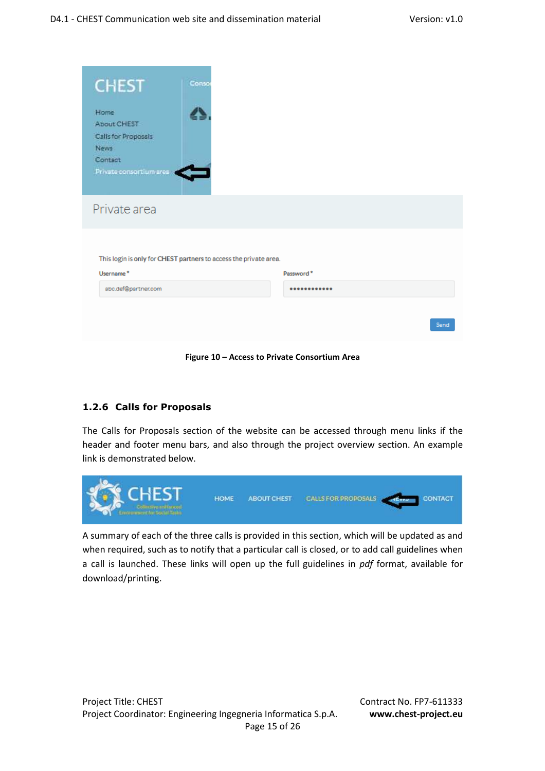Figure 10 – Access to Private Consortium Area

### 1.2.6 Calls for Proposals

The Calls for Proposals section of the website can be accessed through menu links if the header and footer menu bars, and also through the project overview section. An example link is demonstrated below.

A summary of each of the three calls is provided in this section, which will be updated as and when required, such as to notify that a particular call is closed, or to add call guidelines when a call is launched. These links will open up the full guidelines in *pdf* format, available for download/printing.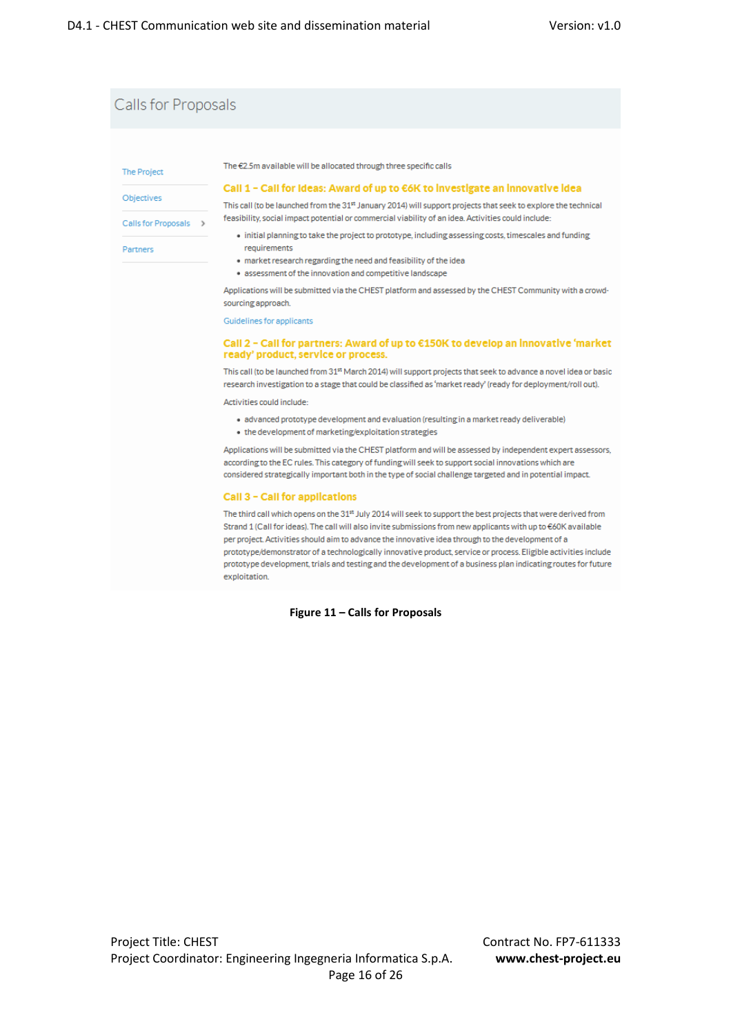Calls for Proposals

The Project

Objectives

Calls for Proposals

Partners

The €2.5m available will be allocated through three specific calls

**Call 1 – Call for Ideas: Award of up to €6K to investigate an innovative idea**

This call (to be launched from the 31st January 2014) will support projects that seek to explore the technical feasibility, social impact potential or commercial viability of an idea. Activities could include:

- initial planning to take the project to prototype, including assessing costs, timescales and funding requirements
- market research regarding the need and feasibility of the idea
- assessment of the innovation and competitive landscape

Applications will be submitted via the CHEST platform and assessed by the CHEST Community with a crowd-sourcing approach.

Guidelines for applicants

**Call 2 – Call for partners: Award of up to €150K to develop an innovative 'market ready' product, service or process.**

This call (to be launched from 31st March 2014) will support projects that seek to advance a novel idea or basic research investigation to a stage that could be classified as 'market ready' (ready for deployment/roll out).

Activities could include:

- advanced prototype development and evaluation (resulting in a market ready deliverable)
- the development of marketing/exploitation strategies

Applications will be submitted via the CHEST platform and will be assessed by independent expert assessors, according to the EC rules. This category of funding will seek to support social innovations which are considered strategically important both in the type of social challenge targeted and in potential impact.

**Call 3 – Call for applications**

The third call which opens on the 31st July 2014 will seek to support the best projects that were derived from Strand 1 (Call for ideas). The call will also invite submissions from new applicants with up to €60K available per project. Activities should aim to advance the innovative idea through to the development of a prototype/demonstrator of a technologically innovative product, service or process. Eligible activities include prototype development, trials and testing and the development of a business plan indicating routes for future exploitation.

**Figure 11 – Calls for Proposals**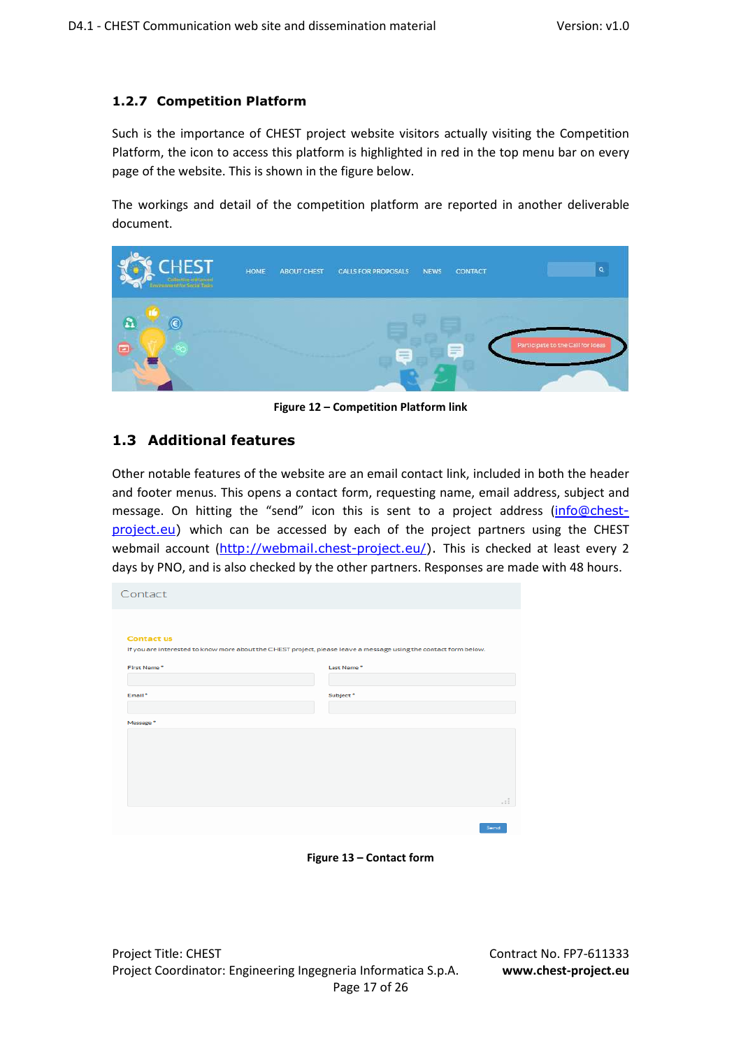### 1.2.7 Competition Platform

Such is the importance of CHEST project website visitors actually visiting the Competition Platform, the icon to access this platform is highlighted in red in the top menu bar on every page of the website. This is shown in the figure below.

The workings and detail of the competition platform are reported in another deliverable document.

**Figure 12 – Competition Platform link**

## 1.3 Additional features

Other notable features of the website are an email contact link, included in both the header and footer menus. This opens a contact form, requesting name, email address, subject and message. On hitting the "send" icon this is sent to a project address (info@chest-project.eu) which can be accessed by each of the project partners using the CHEST webmail account (http://webmail.chest-project.eu/). This is checked at least every 2 days by PNO, and is also checked by the other partners. Responses are made with 48 hours.

**Figure 13 – Contact form**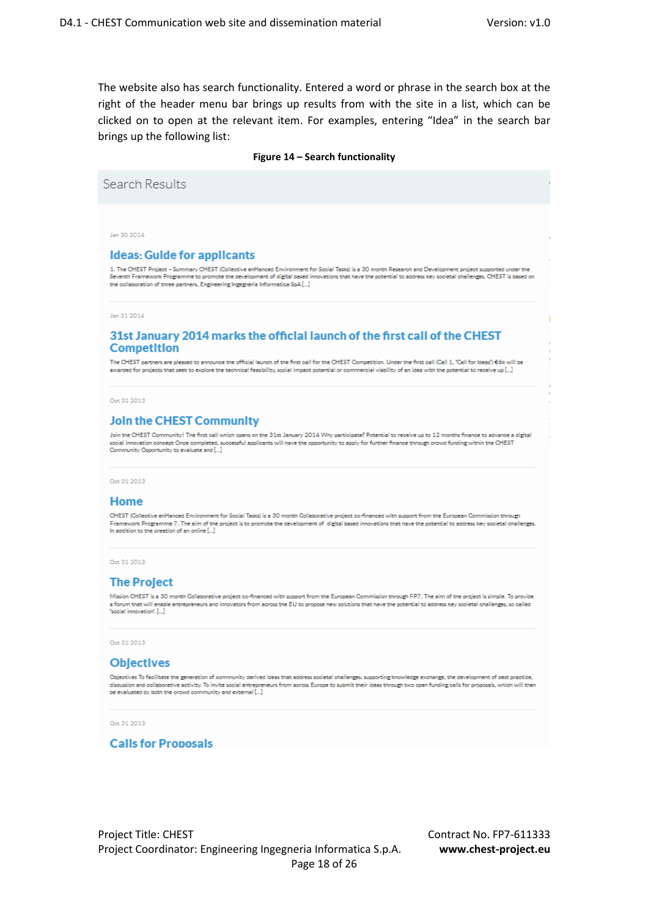The website also has search functionality. Entered a word or phrase in the search box at the right of the header menu bar brings up results from with the site in a list, which can be clicked on to open at the relevant item. For examples, entering "Idea" in the search bar brings up the following list:

**Figure 14 – Search functionality**

Search Results

Jan 30 2014

**Ideas: Guide for applicants**

1. The CHEST Project – Summary CHEST (Collective enHanced Environment for Social Tasks) is a 30 month Research and Development project supported under the Seventh Framework Programme to promote the development of digital based innovations that have the potential to address key societal challenges. CHEST is based on the collaboration of three partners, Engineering Ingegneria Informatica SpA [...]

Jan 31 2014

**31st January 2014 marks the official launch of the first call of the CHEST Competition**

The CHEST partners are pleased to announce the official launch of the first call for the CHEST Competition. Under the first call (Call 1, "Call for Ideas") €6k will be awarded for projects that seek to explore the technical feasibility, social impact potential or commercial viability of an idea with the potential to receive up [...]

Oct 31 2013

**Join the CHEST Community**

Join the CHEST Community! The first call which opens on the 31st January 2014 Why participate? Potential to receive up to 12 months finance to advance a digital social innovation concept Once completed, successful applicants will have the opportunity to apply for further finance through crowd funding within the CHEST Community Opportunity to evaluate and [...]

Oct 31 2013

**Home**

CHEST (Collective enHanced Environment for Social Tasks) is a 30 month Collaborative project co-financed with support from the European Commission through Framework Programme 7. The aim of the project is to promote the development of digital based innovations that have the potential to address key societal challenges. In addition to the creation of an online [...]

Oct 31 2013

**The Project**

Mission CHEST is a 30 month Collaborative project co-financed with support from the European Commission through FP7. The aim of the project is simple. To provide a forum that will enable entrepreneurs and innovators from across the EU to propose new solutions that have the potential to address key societal challenges, so called 'social innovation'. [...]

Oct 31 2013

**Objectives**

Objectives To facilitate the generation of community derived ideas that address societal challenges, supporting knowledge exchange, the development of best practice, discussion and collaborative activity. To invite social entrepreneurs from across Europe to submit their ideas through two open funding calls for proposals, which will then be evaluated by both the crowd community and external [...]

Oct 31 2013

**Calls for Proposals**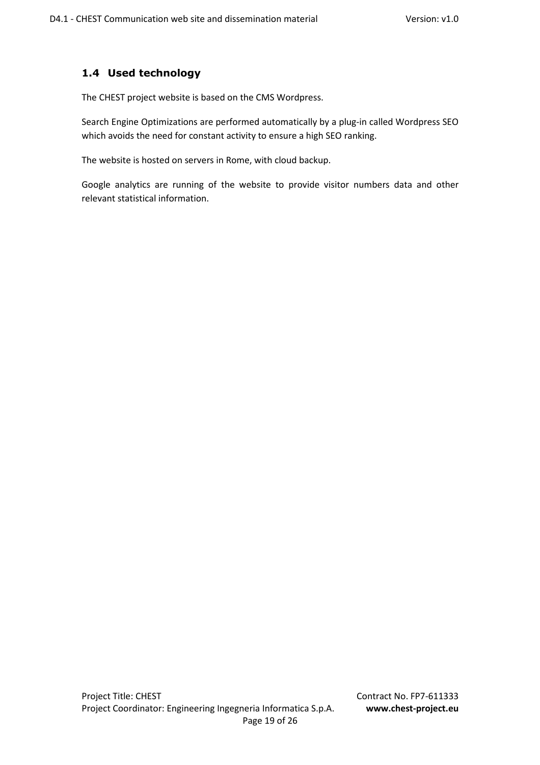## 1.4 Used technology

The CHEST project website is based on the CMS Wordpress.

Search Engine Optimizations are performed automatically by a plug-in called Wordpress SEO which avoids the need for constant activity to ensure a high SEO ranking.

The website is hosted on servers in Rome, with cloud backup.

Google analytics are running of the website to provide visitor numbers data and other relevant statistical information.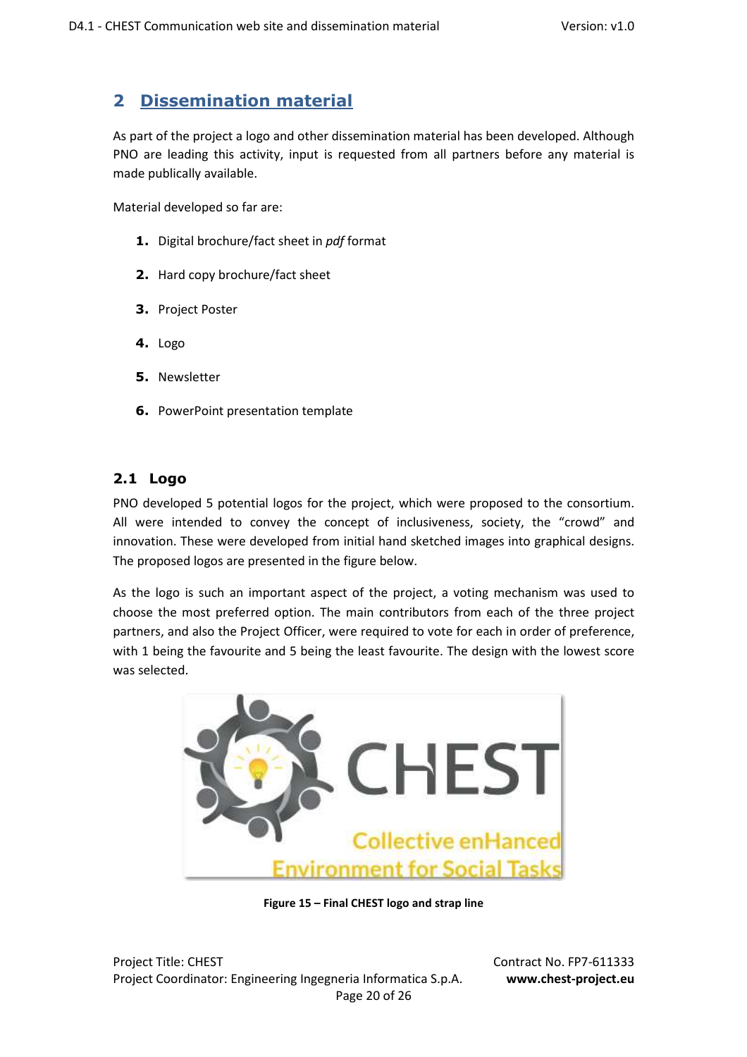## 2 Dissemination material

As part of the project a logo and other dissemination material has been developed. Although PNO are leading this activity, input is requested from all partners before any material is made publically available.

Material developed so far are:

1. Digital brochure/fact sheet in *pdf* format
2. Hard copy brochure/fact sheet
3. Project Poster
4. Logo
5. Newsletter
6. PowerPoint presentation template

### 2.1 Logo

PNO developed 5 potential logos for the project, which were proposed to the consortium. All were intended to convey the concept of inclusiveness, society, the "crowd" and innovation. These were developed from initial hand sketched images into graphical designs. The proposed logos are presented in the figure below.

As the logo is such an important aspect of the project, a voting mechanism was used to choose the most preferred option. The main contributors from each of the three project partners, and also the Project Officer, were required to vote for each in order of preference, with 1 being the favourite and 5 being the least favourite. The design with the lowest score was selected.

**Figure 15 – Final CHEST logo and strap line**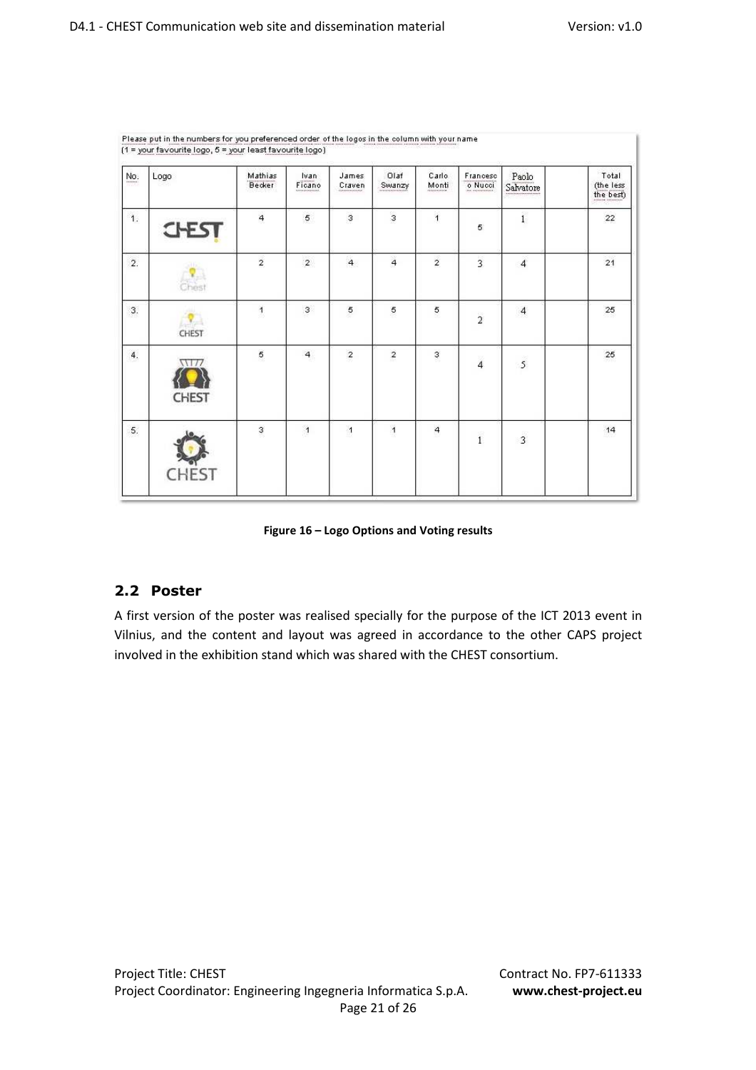Please put in the numbers for you preferenced order of the logos in the column with your name
(1 = your favourite logo, 5 = your least favourite logo)

| No. | Logo | Mathias Becker | Ivan Ficano | James Craven | Olaf Swanzy | Carlo Monti | Francesco Nucci | Paolo Salvatore | | Total (the less the best) |
|---|---|---|---|---|---|---|---|---|---|---|
| 1. | CHEST | 4 | 5 | 3 | 3 | 1 | 5 | 1 | | 22 |
| 2. | Chest | 2 | 2 | 4 | 4 | 2 | 3 | 4 | | 21 |
| 3. | CHEST | 1 | 3 | 5 | 5 | 5 | 2 | 4 | | 25 |
| 4. | CHEST | 5 | 4 | 2 | 2 | 3 | 4 | 5 | | 25 |
| 5. | CHEST | 3 | 1 | 1 | 1 | 4 | 1 | 3 | | 14 |

**Figure 16 – Logo Options and Voting results**

## 2.2 Poster

A first version of the poster was realised specially for the purpose of the ICT 2013 event in Vilnius, and the content and layout was agreed in accordance to the other CAPS project involved in the exhibition stand which was shared with the CHEST consortium.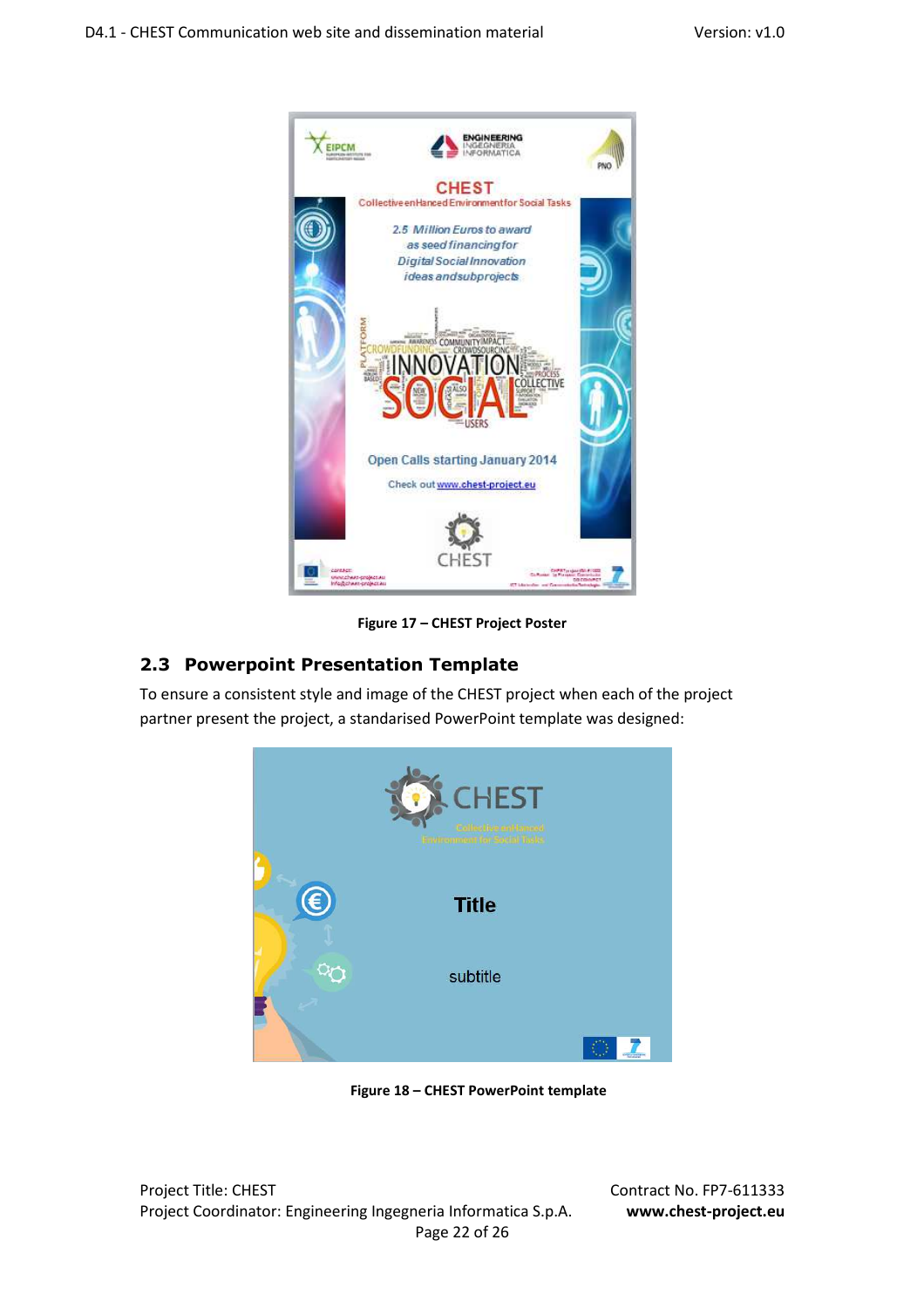Figure 17 – CHEST Project Poster

## 2.3 Powerpoint Presentation Template

To ensure a consistent style and image of the CHEST project when each of the project partner present the project, a standarised PowerPoint template was designed:

Figure 18 – CHEST PowerPoint template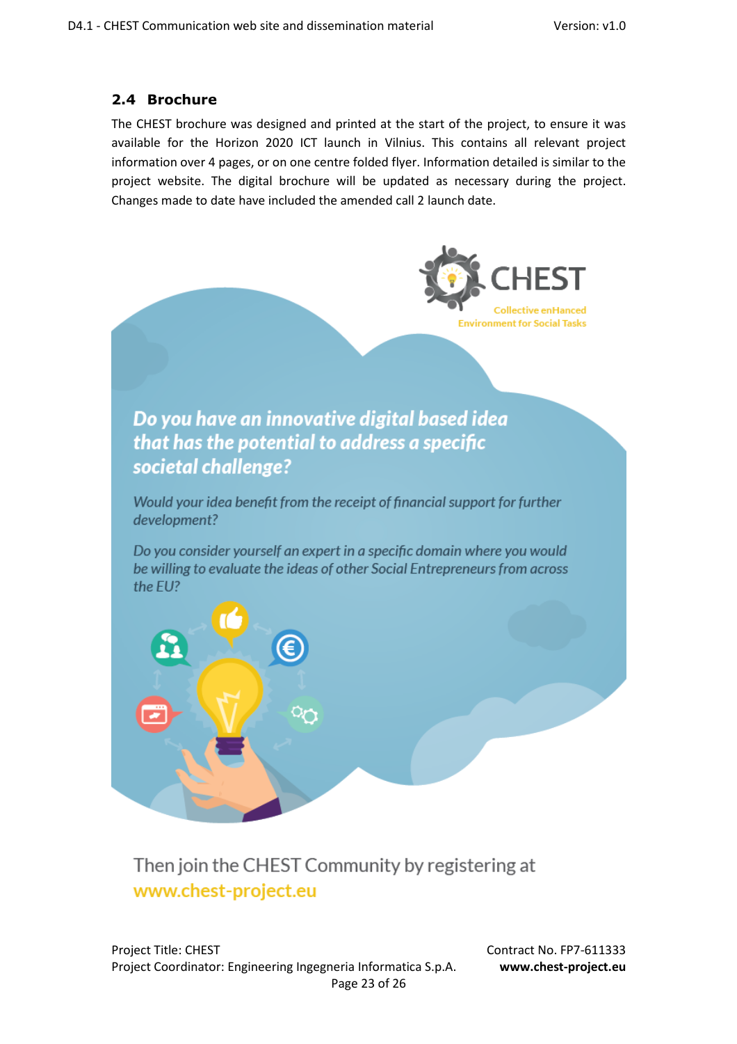## 2.4 Brochure

The CHEST brochure was designed and printed at the start of the project, to ensure it was available for the Horizon 2020 ICT launch in Vilnius. This contains all relevant project information over 4 pages, or on one centre folded flyer. Information detailed is similar to the project website. The digital brochure will be updated as necessary during the project. Changes made to date have included the amended call 2 launch date.

CHEST

Collective enHanced Environment for Social Tasks

***Do you have an innovative digital based idea that has the potential to address a specific societal challenge?***

*Would your idea benefit from the receipt of financial support for further development?*

*Do you consider yourself an expert in a specific domain where you would be willing to evaluate the ideas of other Social Entrepreneurs from across the EU?*

Then join the CHEST Community by registering at
www.chest-project.eu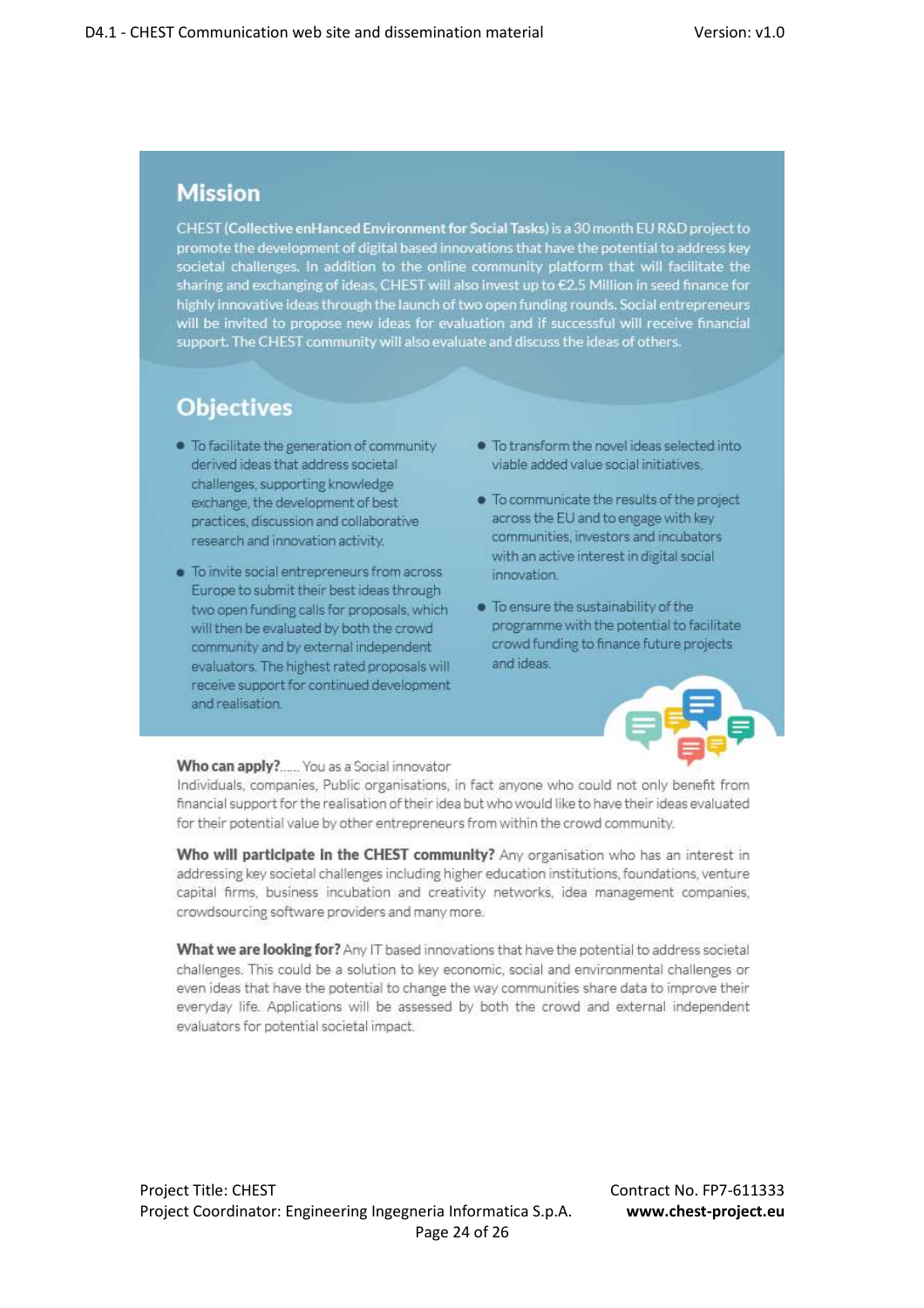## Mission

CHEST (**Collective enHanced Environment for Social Tasks**) is a 30 month EU R&D project to promote the development of digital based innovations that have the potential to address key societal challenges. In addition to the online community platform that will facilitate the sharing and exchanging of ideas, CHEST will also invest up to €2.5 Million in seed finance for highly innovative ideas through the launch of two open funding rounds. Social entrepreneurs will be invited to propose new ideas for evaluation and if successful will receive financial support. The CHEST community will also evaluate and discuss the ideas of others.

## Objectives

- To facilitate the generation of community derived ideas that address societal challenges, supporting knowledge exchange, the development of best practices, discussion and collaborative research and innovation activity.
- To invite social entrepreneurs from across Europe to submit their best ideas through two open funding calls for proposals, which will then be evaluated by both the crowd community and by external independent evaluators. The highest rated proposals will receive support for continued development and realisation.
- To transform the novel ideas selected into viable added value social initiatives.
- To communicate the results of the project across the EU and to engage with key communities, investors and incubators with an active interest in digital social innovation.
- To ensure the sustainability of the programme with the potential to facilitate crowd funding to finance future projects and ideas.

**Who can apply?**...... You as a Social innovator
Individuals, companies, Public organisations, in fact anyone who could not only benefit from financial support for the realisation of their idea but who would like to have their ideas evaluated for their potential value by other entrepreneurs from within the crowd community.

**Who will participate in the CHEST community?** Any organisation who has an interest in addressing key societal challenges including higher education institutions, foundations, venture capital firms, business incubation and creativity networks, idea management companies, crowdsourcing software providers and many more.

**What we are looking for?** Any IT based innovations that have the potential to address societal challenges. This could be a solution to key economic, social and environmental challenges or even ideas that have the potential to change the way communities share data to improve their everyday life. Applications will be assessed by both the crowd and external independent evaluators for potential societal impact.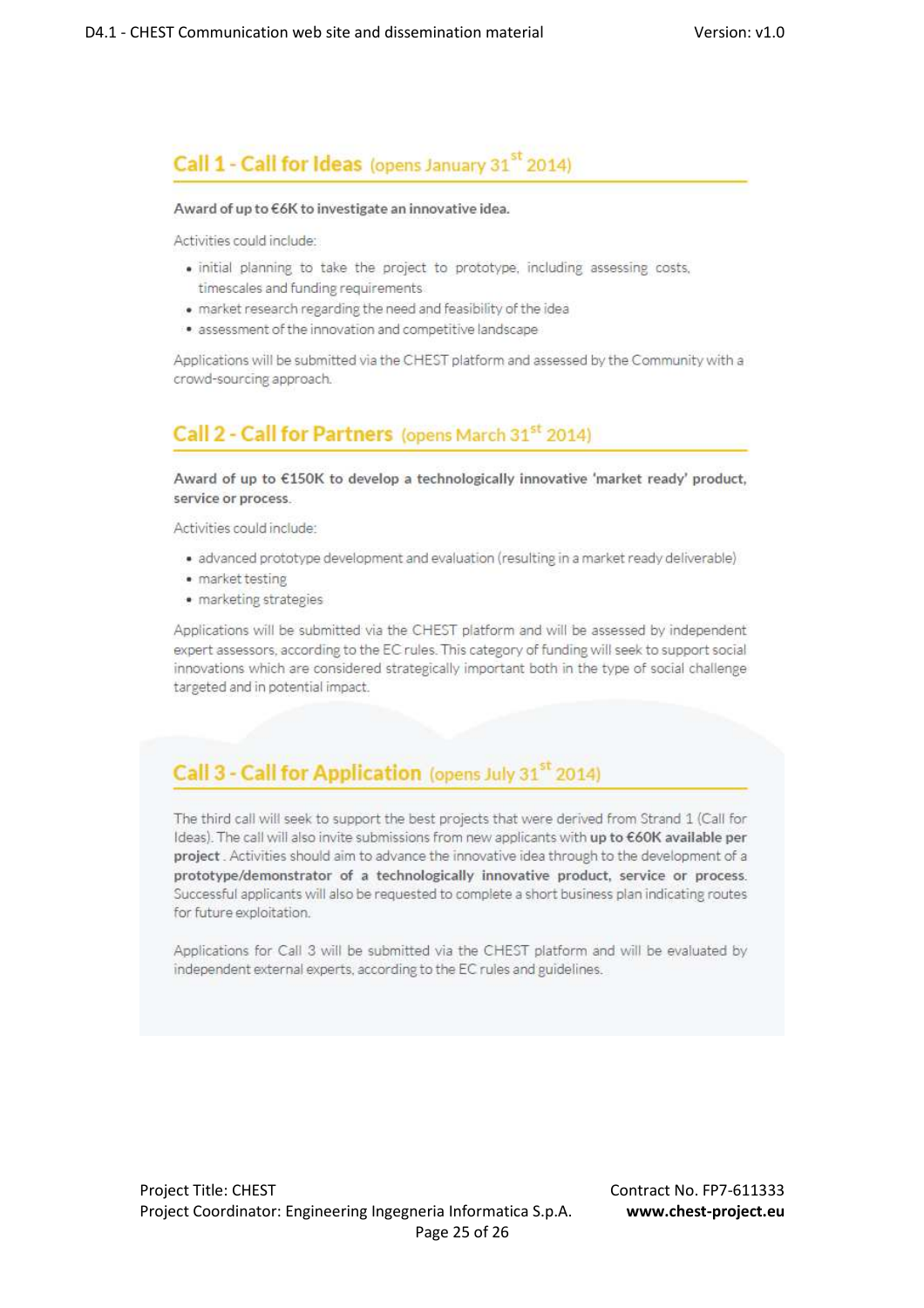## Call 1 - Call for Ideas (opens January 31st 2014)

**Award of up to €6K to investigate an innovative idea.**

Activities could include:

- initial planning to take the project to prototype, including assessing costs, timescales and funding requirements
- market research regarding the need and feasibility of the idea
- assessment of the innovation and competitive landscape

Applications will be submitted via the CHEST platform and assessed by the Community with a crowd-sourcing approach.

## Call 2 - Call for Partners (opens March 31st 2014)

**Award of up to €150K to develop a technologically innovative 'market ready' product, service or process.**

Activities could include:

- advanced prototype development and evaluation (resulting in a market ready deliverable)
- market testing
- marketing strategies

Applications will be submitted via the CHEST platform and will be assessed by independent expert assessors, according to the EC rules. This category of funding will seek to support social innovations which are considered strategically important both in the type of social challenge targeted and in potential impact.

## Call 3 - Call for Application (opens July 31st 2014)

The third call will seek to support the best projects that were derived from Strand 1 (Call for Ideas). The call will also invite submissions from new applicants with **up to €60K available per project** . Activities should aim to advance the innovative idea through to the development of a **prototype/demonstrator of a technologically innovative product, service or process.** Successful applicants will also be requested to complete a short business plan indicating routes for future exploitation.

Applications for Call 3 will be submitted via the CHEST platform and will be evaluated by independent external experts, according to the EC rules and guidelines.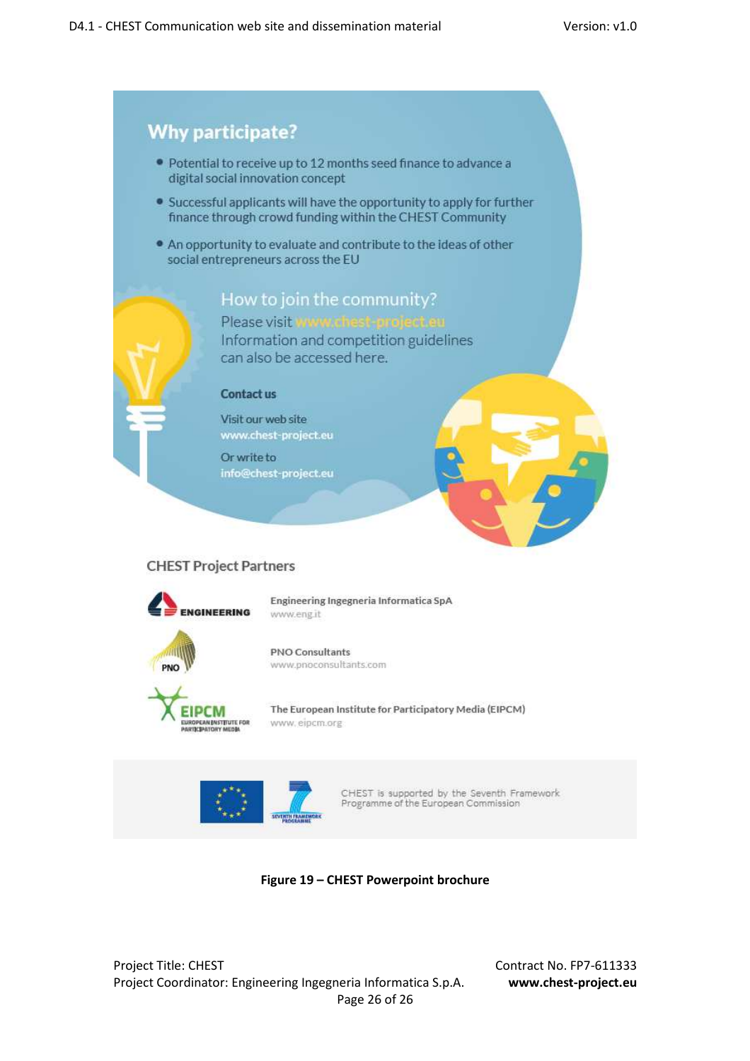## Why participate?

- Potential to receive up to 12 months seed finance to advance a digital social innovation concept
- Successful applicants will have the opportunity to apply for further finance through crowd funding within the CHEST Community
- An opportunity to evaluate and contribute to the ideas of other social entrepreneurs across the EU

How to join the community?

Please visit www.chest-project.eu

Information and competition guidelines can also be accessed here.

**Contact us**

Visit our web site
www.chest-project.eu

Or write to
info@chest-project.eu

### CHEST Project Partners

Engineering Ingegneria Informatica SpA
www.eng.it

PNO Consultants
www.pnoconsultants.com

The European Institute for Participatory Media (EIPCM)
www. eipcm.org

CHEST is supported by the Seventh Framework Programme of the European Commission

**Figure 19 – CHEST Powerpoint brochure**